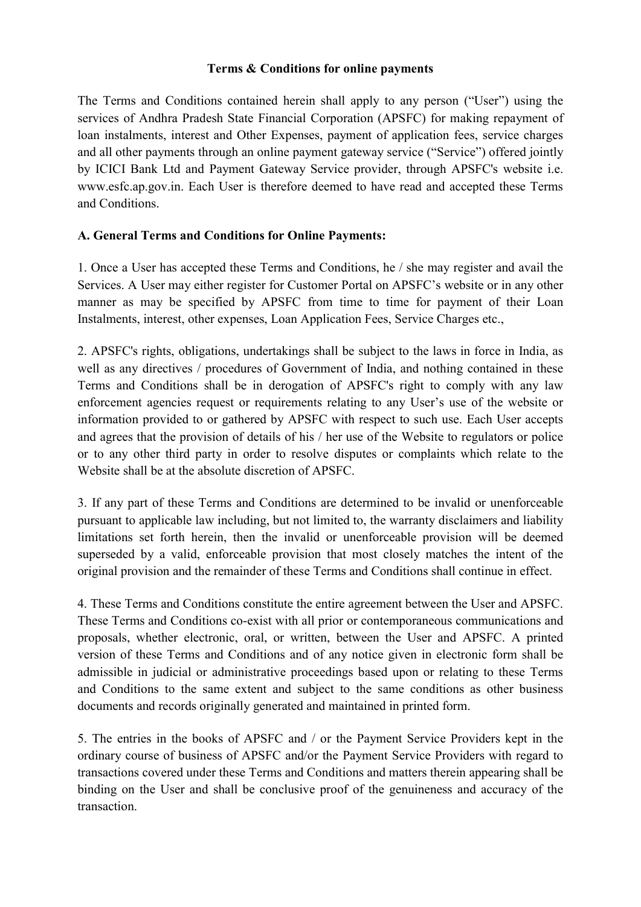**Terms & Conditions for online payments**

The Terms and Conditions contained herein shall apply to any person ("User") using the services of Andhra Pradesh State Financial Corporation (APSFC) for making repayment of loan instalments, interest and Other Expenses, payment of application fees, service charges and all other payments through an online payment gateway service ("Service") offered jointly by ICICI Bank Ltd and Payment Gateway Service provider, through APSFC's website i.e. www.esfc.ap.gov.in. Each User is therefore deemed to have read and accepted these Terms and Conditions.

**A. General Terms and Conditions for Online Payments:**

1. Once a User has accepted these Terms and Conditions, he / she may register and avail the Services. A User may either register for Customer Portal on APSFC's website or in any other manner as may be specified by APSFC from time to time for payment of their Loan Instalments, interest, other expenses, Loan Application Fees, Service Charges etc.,

2. APSFC's rights, obligations, undertakings shall be subject to the laws in force in India, as well as any directives / procedures of Government of India, and nothing contained in these Terms and Conditions shall be in derogation of APSFC's right to comply with any law enforcement agencies request or requirements relating to any User's use of the website or information provided to or gathered by APSFC with respect to such use. Each User accepts and agrees that the provision of details of his / her use of the Website to regulators or police or to any other third party in order to resolve disputes or complaints which relate to the Website shall be at the absolute discretion of APSFC.

3. If any part of these Terms and Conditions are determined to be invalid or unenforceable pursuant to applicable law including, but not limited to, the warranty disclaimers and liability limitations set forth herein, then the invalid or unenforceable provision will be deemed superseded by a valid, enforceable provision that most closely matches the intent of the original provision and the remainder of these Terms and Conditions shall continue in effect.

4. These Terms and Conditions constitute the entire agreement between the User and APSFC. These Terms and Conditions co-exist with all prior or contemporaneous communications and proposals, whether electronic, oral, or written, between the User and APSFC. A printed version of these Terms and Conditions and of any notice given in electronic form shall be admissible in judicial or administrative proceedings based upon or relating to these Terms and Conditions to the same extent and subject to the same conditions as other business documents and records originally generated and maintained in printed form.

5. The entries in the books of APSFC and / or the Payment Service Providers kept in the ordinary course of business of APSFC and/or the Payment Service Providers with regard to transactions covered under these Terms and Conditions and matters therein appearing shall be binding on the User and shall be conclusive proof of the genuineness and accuracy of the transaction.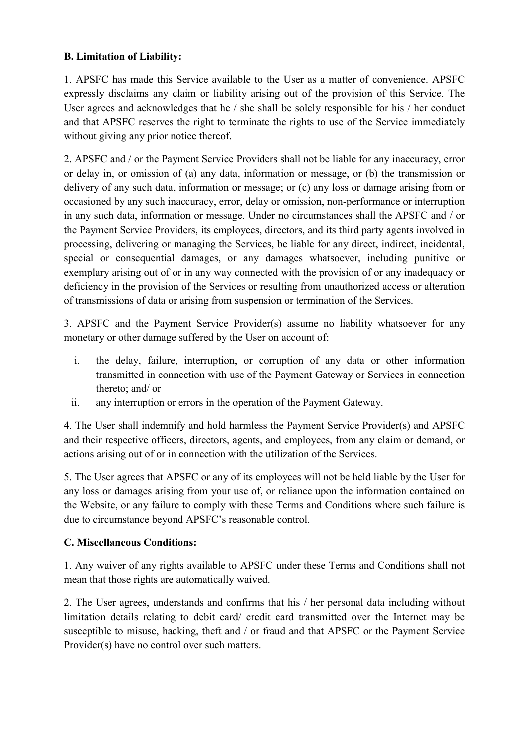**B. Limitation of Liability:**

1. APSFC has made this Service available to the User as a matter of convenience. APSFC expressly disclaims any claim or liability arising out of the provision of this Service. The User agrees and acknowledges that he / she shall be solely responsible for his / her conduct and that APSFC reserves the right to terminate the rights to use of the Service immediately without giving any prior notice thereof.

2. APSFC and / or the Payment Service Providers shall not be liable for any inaccuracy, error or delay in, or omission of (a) any data, information or message, or (b) the transmission or delivery of any such data, information or message; or (c) any loss or damage arising from or occasioned by any such inaccuracy, error, delay or omission, non-performance or interruption in any such data, information or message. Under no circumstances shall the APSFC and / or the Payment Service Providers, its employees, directors, and its third party agents involved in processing, delivering or managing the Services, be liable for any direct, indirect, incidental, special or consequential damages, or any damages whatsoever, including punitive or exemplary arising out of or in any way connected with the provision of or any inadequacy or deficiency in the provision of the Services or resulting from unauthorized access or alteration of transmissions of data or arising from suspension or termination of the Services.

3. APSFC and the Payment Service Provider(s) assume no liability whatsoever for any monetary or other damage suffered by the User on account of:

   i. the delay, failure, interruption, or corruption of any data or other information transmitted in connection with use of the Payment Gateway or Services in connection thereto; and/ or
   ii. any interruption or errors in the operation of the Payment Gateway.

4. The User shall indemnify and hold harmless the Payment Service Provider(s) and APSFC and their respective officers, directors, agents, and employees, from any claim or demand, or actions arising out of or in connection with the utilization of the Services.

5. The User agrees that APSFC or any of its employees will not be held liable by the User for any loss or damages arising from your use of, or reliance upon the information contained on the Website, or any failure to comply with these Terms and Conditions where such failure is due to circumstance beyond APSFC's reasonable control.

**C. Miscellaneous Conditions:**

1. Any waiver of any rights available to APSFC under these Terms and Conditions shall not mean that those rights are automatically waived.

2. The User agrees, understands and confirms that his / her personal data including without limitation details relating to debit card/ credit card transmitted over the Internet may be susceptible to misuse, hacking, theft and / or fraud and that APSFC or the Payment Service Provider(s) have no control over such matters.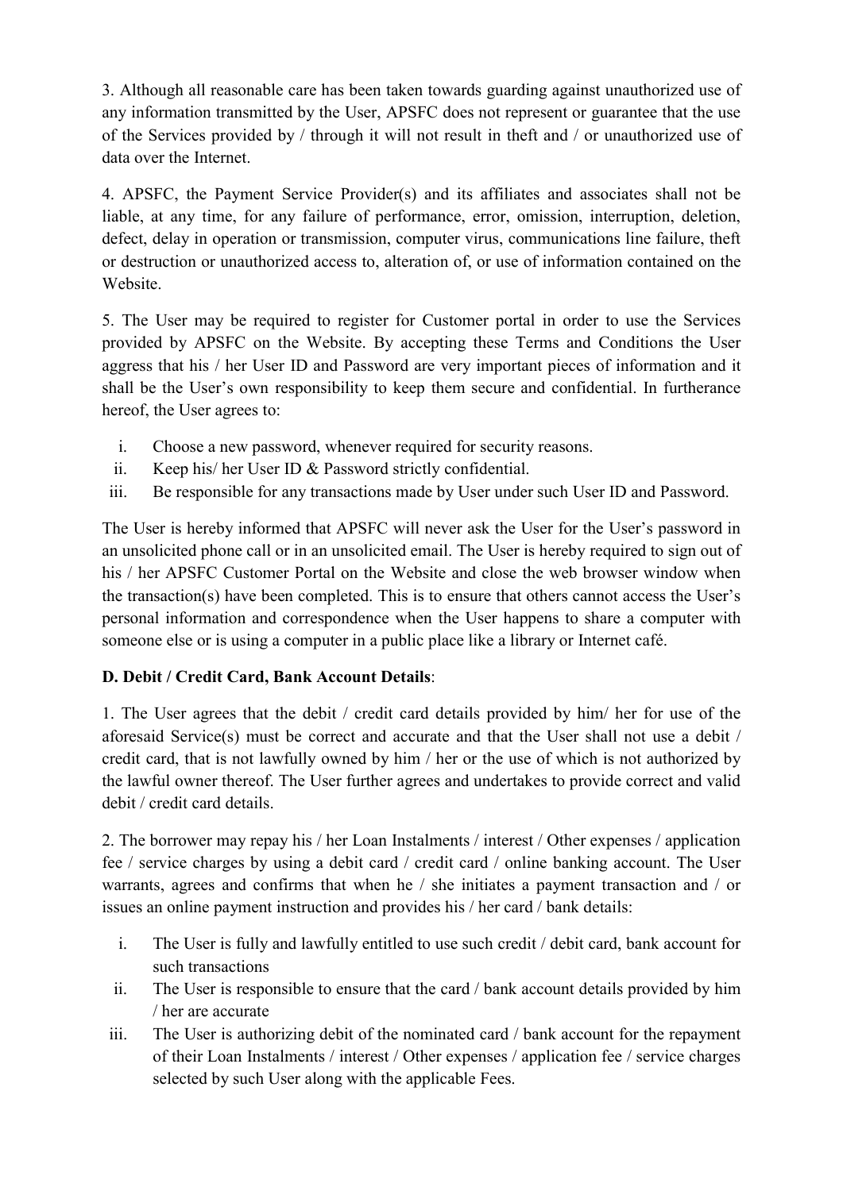3. Although all reasonable care has been taken towards guarding against unauthorized use of any information transmitted by the User, APSFC does not represent or guarantee that the use of the Services provided by / through it will not result in theft and / or unauthorized use of data over the Internet.

4. APSFC, the Payment Service Provider(s) and its affiliates and associates shall not be liable, at any time, for any failure of performance, error, omission, interruption, deletion, defect, delay in operation or transmission, computer virus, communications line failure, theft or destruction or unauthorized access to, alteration of, or use of information contained on the Website.

5. The User may be required to register for Customer portal in order to use the Services provided by APSFC on the Website. By accepting these Terms and Conditions the User aggress that his / her User ID and Password are very important pieces of information and it shall be the User's own responsibility to keep them secure and confidential. In furtherance hereof, the User agrees to:

i. Choose a new password, whenever required for security reasons.
ii. Keep his/ her User ID & Password strictly confidential.
iii. Be responsible for any transactions made by User under such User ID and Password.

The User is hereby informed that APSFC will never ask the User for the User's password in an unsolicited phone call or in an unsolicited email. The User is hereby required to sign out of his / her APSFC Customer Portal on the Website and close the web browser window when the transaction(s) have been completed. This is to ensure that others cannot access the User's personal information and correspondence when the User happens to share a computer with someone else or is using a computer in a public place like a library or Internet café.

**D. Debit / Credit Card, Bank Account Details**:

1. The User agrees that the debit / credit card details provided by him/ her for use of the aforesaid Service(s) must be correct and accurate and that the User shall not use a debit / credit card, that is not lawfully owned by him / her or the use of which is not authorized by the lawful owner thereof. The User further agrees and undertakes to provide correct and valid debit / credit card details.

2. The borrower may repay his / her Loan Instalments / interest / Other expenses / application fee / service charges by using a debit card / credit card / online banking account. The User warrants, agrees and confirms that when he / she initiates a payment transaction and / or issues an online payment instruction and provides his / her card / bank details:

i. The User is fully and lawfully entitled to use such credit / debit card, bank account for such transactions
ii. The User is responsible to ensure that the card / bank account details provided by him / her are accurate
iii. The User is authorizing debit of the nominated card / bank account for the repayment of their Loan Instalments / interest / Other expenses / application fee / service charges selected by such User along with the applicable Fees.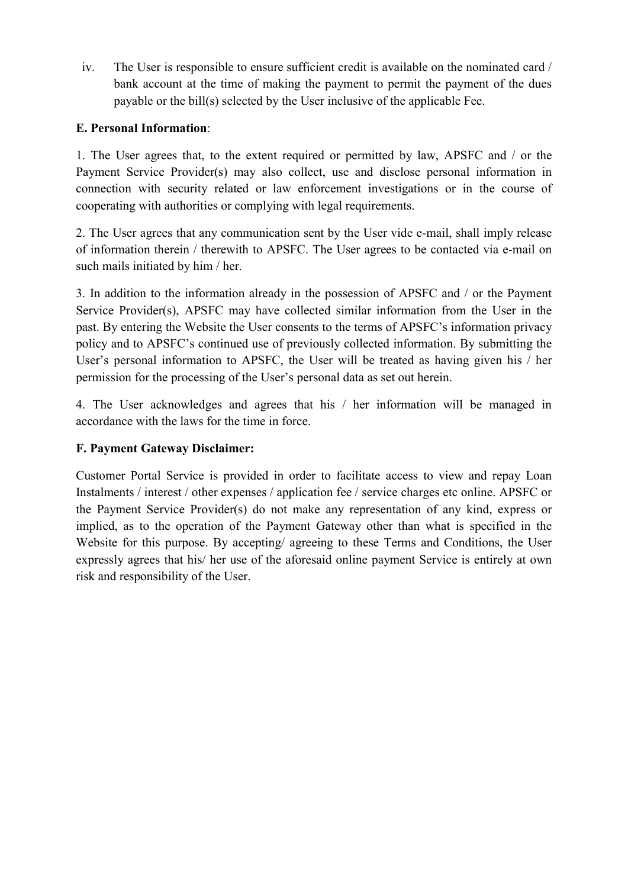iv. The User is responsible to ensure sufficient credit is available on the nominated card / bank account at the time of making the payment to permit the payment of the dues payable or the bill(s) selected by the User inclusive of the applicable Fee.

**E. Personal Information**:

1. The User agrees that, to the extent required or permitted by law, APSFC and / or the Payment Service Provider(s) may also collect, use and disclose personal information in connection with security related or law enforcement investigations or in the course of cooperating with authorities or complying with legal requirements.

2. The User agrees that any communication sent by the User vide e-mail, shall imply release of information therein / therewith to APSFC. The User agrees to be contacted via e-mail on such mails initiated by him / her.

3. In addition to the information already in the possession of APSFC and / or the Payment Service Provider(s), APSFC may have collected similar information from the User in the past. By entering the Website the User consents to the terms of APSFC's information privacy policy and to APSFC's continued use of previously collected information. By submitting the User's personal information to APSFC, the User will be treated as having given his / her permission for the processing of the User's personal data as set out herein.

4. The User acknowledges and agrees that his / her information will be managed in accordance with the laws for the time in force.

**F. Payment Gateway Disclaimer:**

Customer Portal Service is provided in order to facilitate access to view and repay Loan Instalments / interest / other expenses / application fee / service charges etc online. APSFC or the Payment Service Provider(s) do not make any representation of any kind, express or implied, as to the operation of the Payment Gateway other than what is specified in the Website for this purpose. By accepting/ agreeing to these Terms and Conditions, the User expressly agrees that his/ her use of the aforesaid online payment Service is entirely at own risk and responsibility of the User.